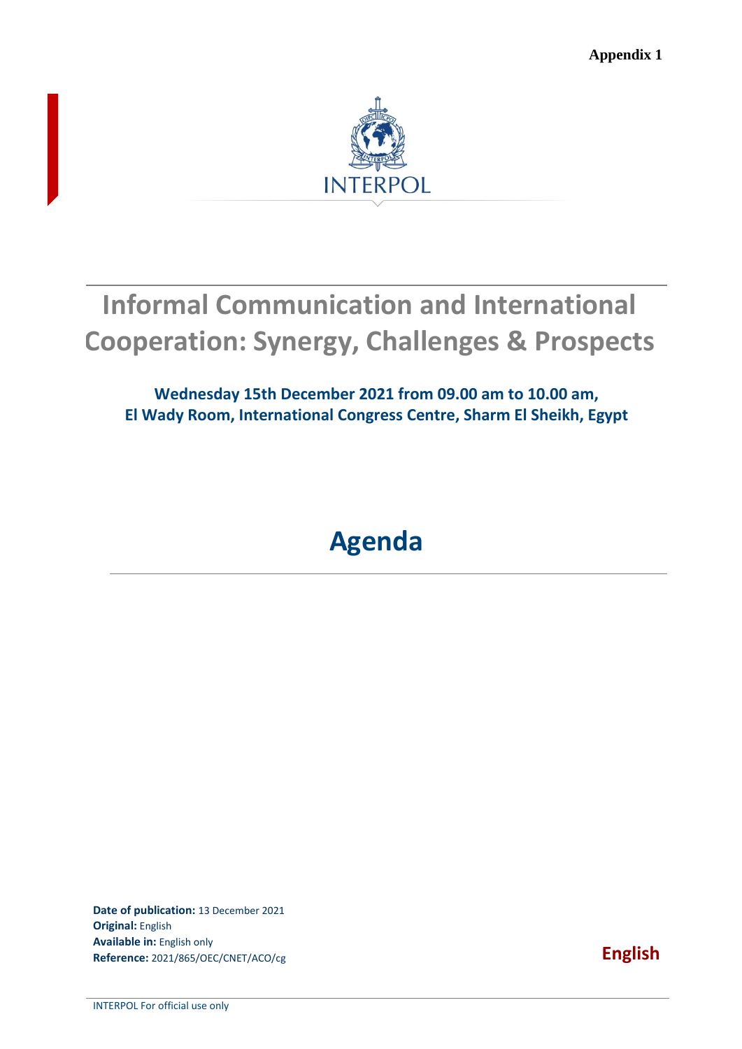**Appendix 1**

INTERPOL

# Informal Communication and International Cooperation: Synergy, Challenges & Prospects

**Wednesday 15th December 2021 from 09.00 am to 10.00 am,**
**El Wady Room, International Congress Centre, Sharm El Sheikh, Egypt**

# Agenda

**Date of publication:** 13 December 2021
**Original:** English
**Available in:** English only
**Reference:** 2021/865/OEC/CNET/ACO/cg

**English**

INTERPOL For official use only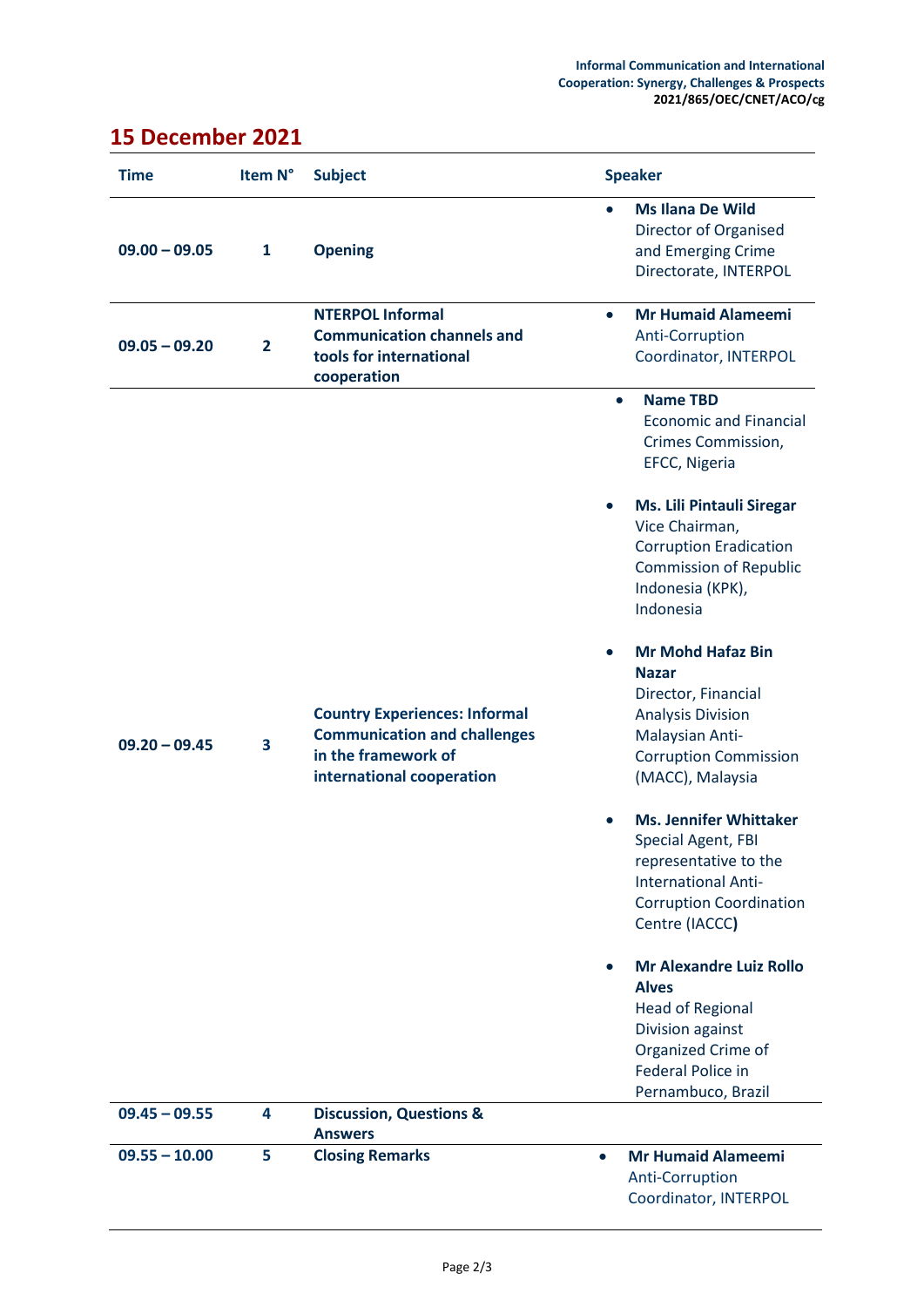## 15 December 2021

| Time | Item N° | Subject | Speaker |
|---|---|---|---|
| 09.00 – 09.05 | 1 | Opening | • **Ms Ilana De Wild** Director of Organised and Emerging Crime Directorate, INTERPOL |
| 09.05 – 09.20 | 2 | NTERPOL Informal Communication channels and tools for international cooperation | • **Mr Humaid Alameemi** Anti-Corruption Coordinator, INTERPOL |
| 09.20 – 09.45 | 3 | Country Experiences: Informal Communication and challenges in the framework of international cooperation | • **Name TBD** Economic and Financial Crimes Commission, EFCC, Nigeria<br>• **Ms. Lili Pintauli Siregar** Vice Chairman, Corruption Eradication Commission of Republic Indonesia (KPK), Indonesia<br>• **Mr Mohd Hafaz Bin Nazar** Director, Financial Analysis Division Malaysian Anti-Corruption Commission (MACC), Malaysia<br>• **Ms. Jennifer Whittaker** Special Agent, FBI representative to the International Anti-Corruption Coordination Centre (IACCC)<br>• **Mr Alexandre Luiz Rollo Alves** Head of Regional Division against Organized Crime of Federal Police in Pernambuco, Brazil |
| 09.45 – 09.55 | 4 | Discussion, Questions & Answers | |
| 09.55 – 10.00 | 5 | Closing Remarks | • **Mr Humaid Alameemi** Anti-Corruption Coordinator, INTERPOL |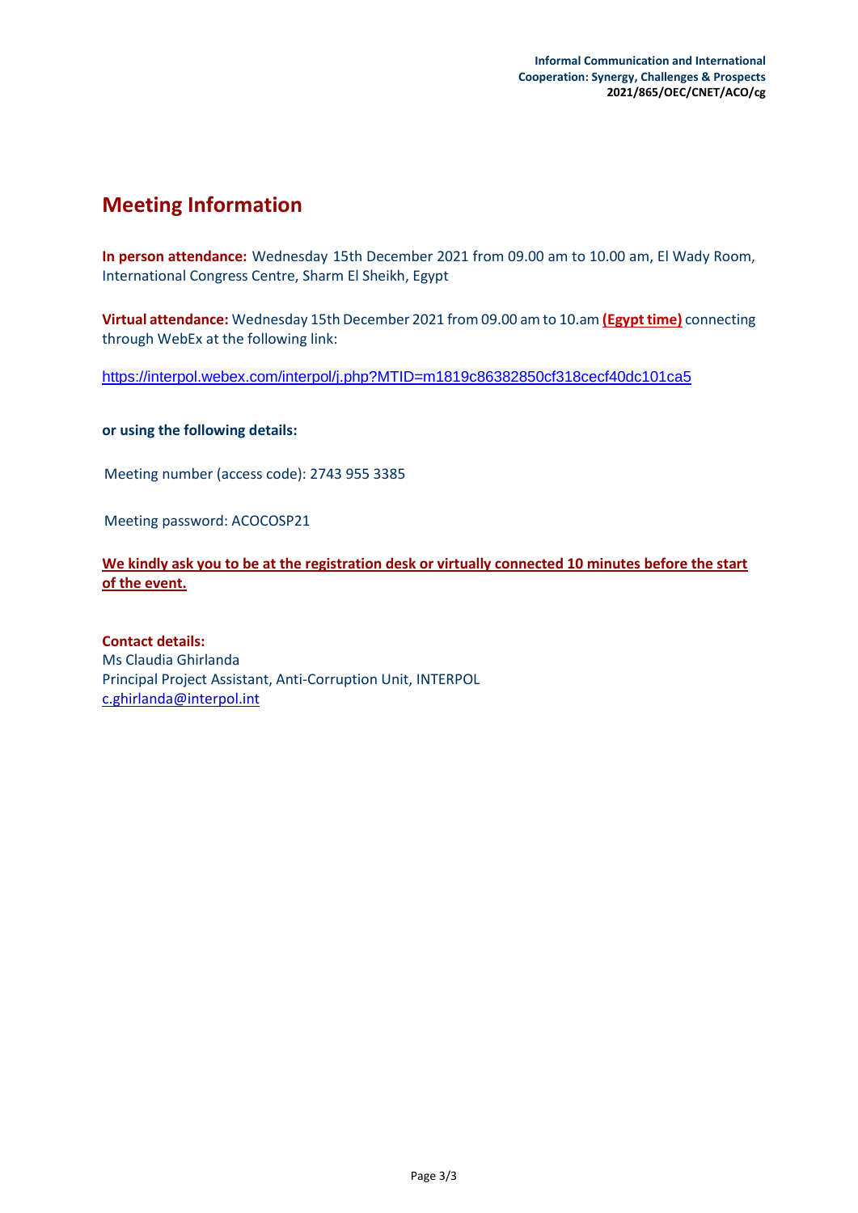## Meeting Information

**In person attendance:** Wednesday 15th December 2021 from 09.00 am to 10.00 am, El Wady Room, International Congress Centre, Sharm El Sheikh, Egypt

**Virtual attendance:** Wednesday 15th December 2021 from 09.00 am to 10.am **(Egypt time)** connecting through WebEx at the following link:

https://interpol.webex.com/interpol/j.php?MTID=m1819c86382850cf318cecf40dc101ca5

**or using the following details:**

Meeting number (access code): 2743 955 3385

Meeting password: ACOCOSP21

**We kindly ask you to be at the registration desk or virtually connected 10 minutes before the start of the event.**

**Contact details:**
Ms Claudia Ghirlanda
Principal Project Assistant, Anti-Corruption Unit, INTERPOL
c.ghirlanda@interpol.int